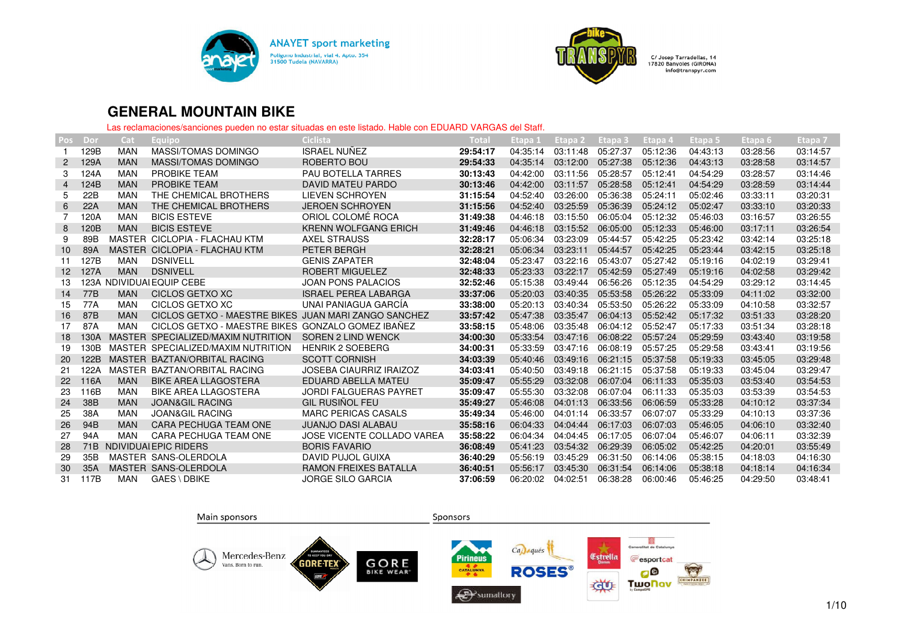ANAYET sport marketing
Polígono Industrial, vial 4. Apto. 354
31500 Tudela (NAVARRA)

C/ Josep Tarradellas, 14
17820 Banyoles (GIRONA)
info@transpyr.com

## GENERAL MOUNTAIN BIKE

Las reclamaciones/sanciones pueden no estar situadas en este listado. Hable con EDUARD VARGAS del Staff.

| Pos | Dor | Cat | Equipo | Ciclista | Total | Etapa 1 | Etapa 2 | Etapa 3 | Etapa 4 | Etapa 5 | Etapa 6 | Etapa 7 |
|---|---|---|---|---|---|---|---|---|---|---|---|---|
| 1 | 129B | MAN | MASSI/TOMAS DOMINGO | ISRAEL NUÑEZ | **29:54:17** | 04:35:14 | 03:11:48 | 05:27:37 | 05:12:36 | 04:43:13 | 03:28:56 | 03:14:57 |
| 2 | 129A | MAN | MASSI/TOMAS DOMINGO | ROBERTO BOU | **29:54:33** | 04:35:14 | 03:12:00 | 05:27:38 | 05:12:36 | 04:43:13 | 03:28:58 | 03:14:57 |
| 3 | 124A | MAN | PROBIKE TEAM | PAU BOTELLA TARRES | **30:13:43** | 04:42:00 | 03:11:56 | 05:28:57 | 05:12:41 | 04:54:29 | 03:28:57 | 03:14:46 |
| 4 | 124B | MAN | PROBIKE TEAM | DAVID MATEU PARDO | **30:13:46** | 04:42:00 | 03:11:57 | 05:28:58 | 05:12:41 | 04:54:29 | 03:28:59 | 03:14:44 |
| 5 | 22B | MAN | THE CHEMICAL BROTHERS | LIEVEN SCHROYEN | **31:15:54** | 04:52:40 | 03:26:00 | 05:36:38 | 05:24:11 | 05:02:46 | 03:33:11 | 03:20:31 |
| 6 | 22A | MAN | THE CHEMICAL BROTHERS | JEROEN SCHROYEN | **31:15:56** | 04:52:40 | 03:25:59 | 05:36:39 | 05:24:12 | 05:02:47 | 03:33:10 | 03:20:33 |
| 7 | 120A | MAN | BICIS ESTEVE | ORIOL COLOMÉ ROCA | **31:49:38** | 04:46:18 | 03:15:50 | 06:05:04 | 05:12:32 | 05:46:03 | 03:16:57 | 03:26:55 |
| 8 | 120B | MAN | BICIS ESTEVE | KRENN WOLFGANG ERICH | **31:49:46** | 04:46:18 | 03:15:52 | 06:05:00 | 05:12:33 | 05:46:00 | 03:17:11 | 03:26:54 |
| 9 | 89B | MASTER | CICLOPIA - FLACHAU KTM | AXEL STRAUSS | **32:28:17** | 05:06:34 | 03:23:09 | 05:44:57 | 05:42:25 | 05:23:42 | 03:42:14 | 03:25:18 |
| 10 | 89A | MASTER | CICLOPIA - FLACHAU KTM | PETER BERGH | **32:28:21** | 05:06:34 | 03:23:11 | 05:44:57 | 05:42:25 | 05:23:44 | 03:42:15 | 03:25:18 |
| 11 | 127B | MAN | DSNIVELL | GENIS ZAPATER | **32:48:04** | 05:23:47 | 03:22:16 | 05:43:07 | 05:27:42 | 05:19:16 | 04:02:19 | 03:29:41 |
| 12 | 127A | MAN | DSNIVELL | ROBERT MIGUELEZ | **32:48:33** | 05:23:33 | 03:22:17 | 05:42:59 | 05:27:49 | 05:19:16 | 04:02:58 | 03:29:42 |
| 13 | 123A | NDIVIDUAI | EQUIP CEBE | JOAN PONS PALACIOS | **32:52:46** | 05:15:38 | 03:49:44 | 06:56:26 | 05:12:35 | 04:54:29 | 03:29:12 | 03:14:45 |
| 14 | 77B | MAN | CICLOS GETXO XC | ISRAEL PEREA LABARGA | **33:37:06** | 05:20:03 | 03:40:35 | 05:53:58 | 05:26:22 | 05:33:09 | 04:11:02 | 03:32:00 |
| 15 | 77A | MAN | CICLOS GETXO XC | UNAI PANIAGUA GARCÍA | **33:38:00** | 05:20:13 | 03:40:30 | 05:53:50 | 05:26:22 | 05:33:09 | 04:10:58 | 03:32:57 |
| 16 | 87B | MAN | CICLOS GETXO - MAESTRE BIKES | JUAN MARI ZANGO SANCHEZ | **33:57:42** | 05:47:38 | 03:35:47 | 06:04:13 | 05:52:42 | 05:17:32 | 03:51:33 | 03:28:20 |
| 17 | 87A | MAN | CICLOS GETXO - MAESTRE BIKES | GONZALO GOMEZ IBAÑEZ | **33:58:15** | 05:48:06 | 03:35:48 | 06:04:12 | 05:52:47 | 05:17:33 | 03:51:34 | 03:28:18 |
| 18 | 130A | MASTER | SPECIALIZED/MAXIM NUTRITION | SOREN 2 LIND WENCK | **34:00:30** | 05:33:54 | 03:47:16 | 06:08:22 | 05:57:24 | 05:29:59 | 03:43:40 | 03:19:58 |
| 19 | 130B | MASTER | SPECIALIZED/MAXIM NUTRITION | HENRIK 2 SOEBERG | **34:00:31** | 05:33:59 | 03:47:16 | 06:08:19 | 05:57:25 | 05:29:58 | 03:43:41 | 03:19:56 |
| 20 | 122B | MASTER | BAZTAN/ORBITAL RACING | SCOTT CORNISH | **34:03:39** | 05:40:46 | 03:49:16 | 06:21:15 | 05:37:58 | 05:19:33 | 03:45:05 | 03:29:48 |
| 21 | 122A | MASTER | BAZTAN/ORBITAL RACING | JOSEBA CIAURRIZ IRAIZOZ | **34:03:41** | 05:40:50 | 03:49:18 | 06:21:15 | 05:37:58 | 05:19:33 | 03:45:04 | 03:29:47 |
| 22 | 116A | MAN | BIKE AREA LLAGOSTERA | EDUARD ABELLA MATEU | **35:09:47** | 05:55:29 | 03:32:08 | 06:07:04 | 06:11:33 | 05:35:03 | 03:53:40 | 03:54:53 |
| 23 | 116B | MAN | BIKE AREA LLAGOSTERA | JORDI FALGUERAS PAYRET | **35:09:47** | 05:55:30 | 03:32:08 | 06:07:04 | 06:11:33 | 05:35:03 | 03:53:39 | 03:54:53 |
| 24 | 38B | MAN | JOAN&GIL RACING | GIL RUSIÑOL FEU | **35:49:27** | 05:46:08 | 04:01:13 | 06:33:56 | 06:06:59 | 05:33:28 | 04:10:12 | 03:37:34 |
| 25 | 38A | MAN | JOAN&GIL RACING | MARC PERICAS CASALS | **35:49:34** | 05:46:00 | 04:01:14 | 06:33:57 | 06:07:07 | 05:33:29 | 04:10:13 | 03:37:36 |
| 26 | 94B | MAN | CARA PECHUGA TEAM ONE | JUANJO DASI ALABAU | **35:58:16** | 06:04:33 | 04:04:44 | 06:17:03 | 06:07:03 | 05:46:05 | 04:06:10 | 03:32:40 |
| 27 | 94A | MAN | CARA PECHUGA TEAM ONE | JOSE VICENTE COLLADO VAREA | **35:58:22** | 06:04:34 | 04:04:45 | 06:17:05 | 06:07:04 | 05:46:07 | 04:06:11 | 03:32:39 |
| 28 | 71B | NDIVIDUAI | EPIC RIDERS | BORIS FAVARIO | **36:08:49** | 05:41:23 | 03:54:32 | 06:29:39 | 06:05:02 | 05:42:25 | 04:20:01 | 03:55:49 |
| 29 | 35B | MASTER | SANS-OLERDOLA | DAVID PUJOL GUIXA | **36:40:29** | 05:56:19 | 03:45:29 | 06:31:50 | 06:14:06 | 05:38:15 | 04:18:03 | 04:16:30 |
| 30 | 35A | MASTER | SANS-OLERDOLA | RAMON FREIXES BATALLA | **36:40:51** | 05:56:17 | 03:45:30 | 06:31:54 | 06:14:06 | 05:38:18 | 04:18:14 | 04:16:34 |
| 31 | 117B | MAN | GAES \ DBIKE | JORGE SILO GARCIA | **37:06:59** | 06:20:02 | 04:02:51 | 06:38:28 | 06:00:46 | 05:46:25 | 04:29:50 | 03:48:41 |

Main sponsors

Sponsors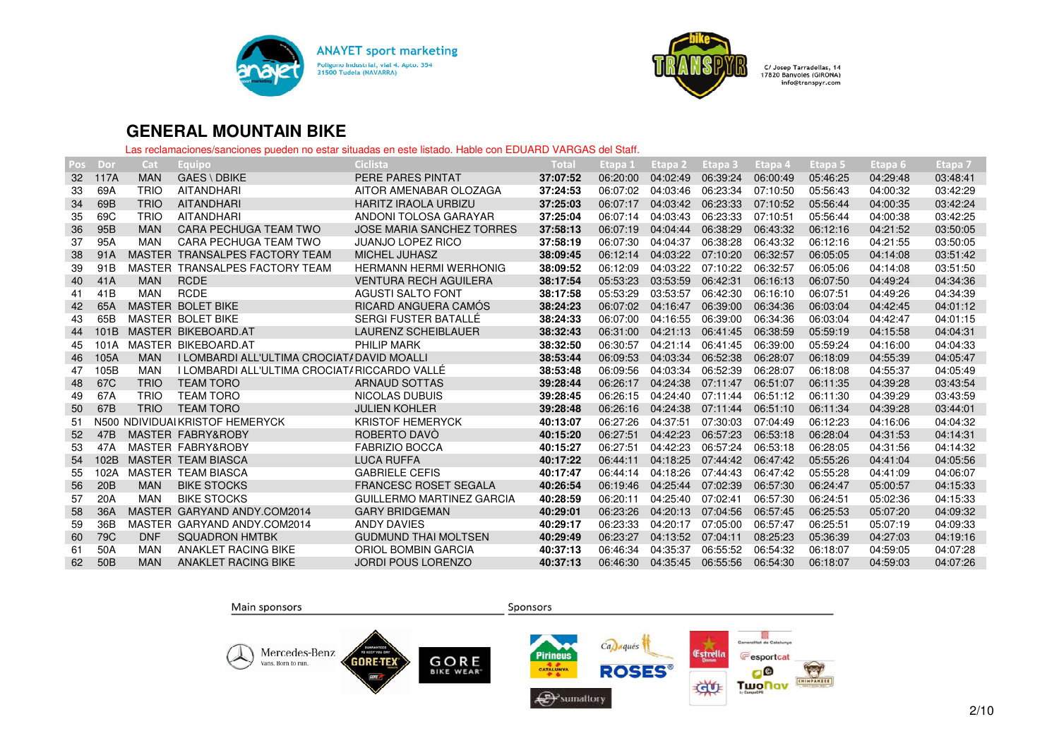ANAYET sport marketing
Polígono Industrial, vial 4. Apto. 354
31500 Tudela (NAVARRA)

C/ Josep Tarradellas, 14
17820 Banyoles (GIRONA)
info@transpyr.com

## GENERAL MOUNTAIN BIKE

Las reclamaciones/sanciones pueden no estar situadas en este listado. Hable con EDUARD VARGAS del Staff.

| Pos | Dor | Cat | Equipo | Ciclista | Total | Etapa 1 | Etapa 2 | Etapa 3 | Etapa 4 | Etapa 5 | Etapa 6 | Etapa 7 |
|---|---|---|---|---|---|---|---|---|---|---|---|---|
| 32 | 117A | MAN | GAES \ DBIKE | PERE PARES PINTAT | **37:07:52** | 06:20:00 | 04:02:49 | 06:39:24 | 06:00:49 | 05:46:25 | 04:29:48 | 03:48:41 |
| 33 | 69A | TRIO | AITANDHARI | AITOR AMENABAR OLOZAGA | **37:24:53** | 06:07:02 | 04:03:46 | 06:23:34 | 07:10:50 | 05:56:43 | 04:00:32 | 03:42:29 |
| 34 | 69B | TRIO | AITANDHARI | HARITZ IRAOLA URBIZU | **37:25:03** | 06:07:17 | 04:03:42 | 06:23:33 | 07:10:52 | 05:56:44 | 04:00:35 | 03:42:24 |
| 35 | 69C | TRIO | AITANDHARI | ANDONI TOLOSA GARAYAR | **37:25:04** | 06:07:14 | 04:03:43 | 06:23:33 | 07:10:51 | 05:56:44 | 04:00:38 | 03:42:25 |
| 36 | 95B | MAN | CARA PECHUGA TEAM TWO | JOSE MARIA SANCHEZ TORRES | **37:58:13** | 06:07:19 | 04:04:44 | 06:38:29 | 06:43:32 | 06:12:16 | 04:21:52 | 03:50:05 |
| 37 | 95A | MAN | CARA PECHUGA TEAM TWO | JUANJO LOPEZ RICO | **37:58:19** | 06:07:30 | 04:04:37 | 06:38:28 | 06:43:32 | 06:12:16 | 04:21:55 | 03:50:05 |
| 38 | 91A | MASTER | TRANSALPES FACTORY TEAM | MICHEL JUHASZ | **38:09:45** | 06:12:14 | 04:03:22 | 07:10:20 | 06:32:57 | 06:05:05 | 04:14:08 | 03:51:42 |
| 39 | 91B | MASTER | TRANSALPES FACTORY TEAM | HERMANN HERMI WERHONIG | **38:09:52** | 06:12:09 | 04:03:22 | 07:10:22 | 06:32:57 | 06:05:06 | 04:14:08 | 03:51:50 |
| 40 | 41A | MAN | RCDE | VENTURA RECH AGUILERA | **38:17:54** | 05:53:23 | 03:53:59 | 06:42:31 | 06:16:13 | 06:07:50 | 04:49:24 | 04:34:36 |
| 41 | 41B | MAN | RCDE | AGUSTI SALTO FONT | **38:17:58** | 05:53:29 | 03:53:57 | 06:42:30 | 06:16:10 | 06:07:51 | 04:49:26 | 04:34:39 |
| 42 | 65A | MASTER | BOLET BIKE | RICARD ANGUERA CAMÓS | **38:24:23** | 06:07:02 | 04:16:47 | 06:39:00 | 06:34:36 | 06:03:04 | 04:42:45 | 04:01:12 |
| 43 | 65B | MASTER | BOLET BIKE | SERGI FUSTER BATALLÉ | **38:24:33** | 06:07:00 | 04:16:55 | 06:39:00 | 06:34:36 | 06:03:04 | 04:42:47 | 04:01:15 |
| 44 | 101B | MASTER | BIKEBOARD.AT | LAURENZ SCHEIBLAUER | **38:32:43** | 06:31:00 | 04:21:13 | 06:41:45 | 06:38:59 | 05:59:19 | 04:15:58 | 04:04:31 |
| 45 | 101A | MASTER | BIKEBOARD.AT | PHILIP MARK | **38:32:50** | 06:30:57 | 04:21:14 | 06:41:45 | 06:39:00 | 05:59:24 | 04:16:00 | 04:04:33 |
| 46 | 105A | MAN | I LOMBARDI ALL'ULTIMA CROCIATA | DAVID MOALLI | **38:53:44** | 06:09:53 | 04:03:34 | 06:52:38 | 06:28:07 | 06:18:09 | 04:55:39 | 04:05:47 |
| 47 | 105B | MAN | I LOMBARDI ALL'ULTIMA CROCIATA | RICCARDO VALLÉ | **38:53:48** | 06:09:56 | 04:03:34 | 06:52:39 | 06:28:07 | 06:18:08 | 04:55:37 | 04:05:49 |
| 48 | 67C | TRIO | TEAM TORO | ARNAUD SOTTAS | **39:28:44** | 06:26:17 | 04:24:38 | 07:11:47 | 06:51:07 | 06:11:35 | 04:39:28 | 03:43:54 |
| 49 | 67A | TRIO | TEAM TORO | NICOLAS DUBUIS | **39:28:45** | 06:26:15 | 04:24:40 | 07:11:44 | 06:51:12 | 06:11:30 | 04:39:29 | 03:43:59 |
| 50 | 67B | TRIO | TEAM TORO | JULIEN KOHLER | **39:28:48** | 06:26:16 | 04:24:38 | 07:11:44 | 06:51:10 | 06:11:34 | 04:39:28 | 03:44:01 |
| 51 | N500 | INDIVIDUAL | KRISTOF HEMERYCK | KRISTOF HEMERYCK | **40:13:07** | 06:27:26 | 04:37:51 | 07:30:03 | 07:04:49 | 06:12:23 | 04:16:06 | 04:04:32 |
| 52 | 47B | MASTER | FABRY&ROBY | ROBERTO DAVÒ | **40:15:20** | 06:27:51 | 04:42:23 | 06:57:23 | 06:53:18 | 06:28:04 | 04:31:53 | 04:14:31 |
| 53 | 47A | MASTER | FABRY&ROBY | FABRIZIO BOCCA | **40:15:27** | 06:27:51 | 04:42:23 | 06:57:24 | 06:53:18 | 06:28:05 | 04:31:56 | 04:14:32 |
| 54 | 102B | MASTER | TEAM BIASCA | LUCA RUFFA | **40:17:22** | 06:44:11 | 04:18:25 | 07:44:42 | 06:47:42 | 05:55:26 | 04:41:04 | 04:05:56 |
| 55 | 102A | MASTER | TEAM BIASCA | GABRIELE CEFIS | **40:17:47** | 06:44:14 | 04:18:26 | 07:44:43 | 06:47:42 | 05:55:28 | 04:41:09 | 04:06:07 |
| 56 | 20B | MAN | BIKE STOCKS | FRANCESC ROSET SEGALA | **40:26:54** | 06:19:46 | 04:25:44 | 07:02:39 | 06:57:30 | 06:24:47 | 05:00:57 | 04:15:33 |
| 57 | 20A | MAN | BIKE STOCKS | GUILLERMO MARTINEZ GARCIA | **40:28:59** | 06:20:11 | 04:25:40 | 07:02:41 | 06:57:30 | 06:24:51 | 05:02:36 | 04:15:33 |
| 58 | 36A | MASTER | GARYAND ANDY.COM2014 | GARY BRIDGEMAN | **40:29:01** | 06:23:26 | 04:20:13 | 07:04:56 | 06:57:45 | 06:25:53 | 05:07:20 | 04:09:32 |
| 59 | 36B | MASTER | GARYAND ANDY.COM2014 | ANDY DAVIES | **40:29:17** | 06:23:33 | 04:20:17 | 07:05:00 | 06:57:47 | 06:25:51 | 05:07:19 | 04:09:33 |
| 60 | 79C | DNF | SQUADRON HMTBK | GUDMUND THAI MOLTSEN | **40:29:49** | 06:23:27 | 04:13:52 | 07:04:11 | 08:25:23 | 05:36:39 | 04:27:03 | 04:19:16 |
| 61 | 50A | MAN | ANAKLET RACING BIKE | ORIOL BOMBIN GARCIA | **40:37:13** | 06:46:34 | 04:35:37 | 06:55:52 | 06:54:32 | 06:18:07 | 04:59:05 | 04:07:28 |
| 62 | 50B | MAN | ANAKLET RACING BIKE | JORDI POUS LORENZO | **40:37:13** | 06:46:30 | 04:35:45 | 06:55:56 | 06:54:30 | 06:18:07 | 04:59:03 | 04:07:26 |

Main sponsors

Sponsors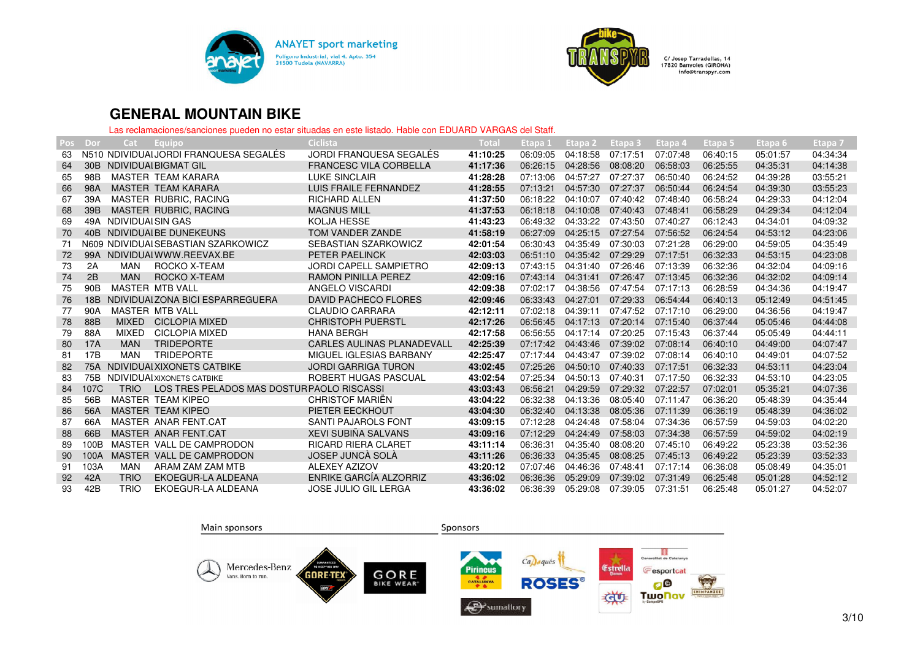ANAYET sport marketing
Polígono Industrial, vial 4. Apto. 354
31500 Tudela (NAVARRA)

C/ Josep Tarradellas, 14
17820 Banyoles (GIRONA)
info@transpyr.com

## GENERAL MOUNTAIN BIKE

Las reclamaciones/sanciones pueden no estar situadas en este listado. Hable con EDUARD VARGAS del Staff.

| Pos | Dor | Cat | Equipo | Ciclista | Total | Etapa 1 | Etapa 2 | Etapa 3 | Etapa 4 | Etapa 5 | Etapa 6 | Etapa 7 |
|---|---|---|---|---|---|---|---|---|---|---|---|---|
| 63 | N510 | NDIVIDUAI | JORDI FRANQUESA SEGALÉS | JORDI FRANQUESA SEGALÉS | **41:10:25** | 06:09:05 | 04:18:58 | 07:17:51 | 07:07:48 | 06:40:15 | 05:01:57 | 04:34:34 |
| 64 | 30B | NDIVIDUAI | BIGMAT GIL | FRANCESC VILA CORBELLA | **41:17:36** | 06:26:15 | 04:28:56 | 08:08:20 | 06:58:03 | 06:25:55 | 04:35:31 | 04:14:38 |
| 65 | 98B | MASTER | TEAM KARARA | LUKE SINCLAIR | **41:28:28** | 07:13:06 | 04:57:27 | 07:27:37 | 06:50:40 | 06:24:52 | 04:39:28 | 03:55:21 |
| 66 | 98A | MASTER | TEAM KARARA | LUIS FRAILE FERNANDEZ | **41:28:55** | 07:13:21 | 04:57:30 | 07:27:37 | 06:50:44 | 06:24:54 | 04:39:30 | 03:55:23 |
| 67 | 39A | MASTER | RUBRIC, RACING | RICHARD ALLEN | **41:37:50** | 06:18:22 | 04:10:07 | 07:40:42 | 07:48:40 | 06:58:24 | 04:29:33 | 04:12:04 |
| 68 | 39B | MASTER | RUBRIC, RACING | MAGNUS MILL | **41:37:53** | 06:18:18 | 04:10:08 | 07:40:43 | 07:48:41 | 06:58:29 | 04:29:34 | 04:12:04 |
| 69 | 49A | NDIVIDUAI | SIN GAS | KOLJA HESSE | **41:43:23** | 06:49:32 | 04:33:22 | 07:43:50 | 07:40:27 | 06:12:43 | 04:34:01 | 04:09:32 |
| 70 | 40B | NDIVIDUAI | BE DUNEKEUNS | TOM VANDER ZANDE | **41:58:19** | 06:27:09 | 04:25:15 | 07:27:54 | 07:56:52 | 06:24:54 | 04:53:12 | 04:23:06 |
| 71 | N609 | NDIVIDUAI | SEBASTIAN SZARKOWICZ | SEBASTIAN SZARKOWICZ | **42:01:54** | 06:30:43 | 04:35:49 | 07:30:03 | 07:21:28 | 06:29:00 | 04:59:05 | 04:35:49 |
| 72 | 99A | NDIVIDUAI | WWW.REEVAX.BE | PETER PAELINCK | **42:03:03** | 06:51:10 | 04:35:42 | 07:29:29 | 07:17:51 | 06:32:33 | 04:53:15 | 04:23:08 |
| 73 | 2A | MAN | ROCKO X-TEAM | JORDI CAPELL SAMPIETRO | **42:09:13** | 07:43:15 | 04:31:40 | 07:26:46 | 07:13:39 | 06:32:36 | 04:32:04 | 04:09:16 |
| 74 | 2B | MAN | ROCKO X-TEAM | RAMON PINILLA PEREZ | **42:09:16** | 07:43:14 | 04:31:41 | 07:26:47 | 07:13:45 | 06:32:36 | 04:32:02 | 04:09:14 |
| 75 | 90B | MASTER | MTB VALL | ANGELO VISCARDI | **42:09:38** | 07:02:17 | 04:38:56 | 07:47:54 | 07:17:13 | 06:28:59 | 04:34:36 | 04:19:47 |
| 76 | 18B | NDIVIDUAI | ZONA BICI ESPARREGUERA | DAVID PACHECO FLORES | **42:09:46** | 06:33:43 | 04:27:01 | 07:29:33 | 06:54:44 | 06:40:13 | 05:12:49 | 04:51:45 |
| 77 | 90A | MASTER | MTB VALL | CLAUDIO CARRARA | **42:12:11** | 07:02:18 | 04:39:11 | 07:47:52 | 07:17:10 | 06:29:00 | 04:36:56 | 04:19:47 |
| 78 | 88B | MIXED | CICLOPIA MIXED | CHRISTOPH PUERSTL | **42:17:26** | 06:56:45 | 04:17:13 | 07:20:14 | 07:15:40 | 06:37:44 | 05:05:46 | 04:44:08 |
| 79 | 88A | MIXED | CICLOPIA MIXED | HANA BERGH | **42:17:58** | 06:56:55 | 04:17:14 | 07:20:25 | 07:15:43 | 06:37:44 | 05:05:49 | 04:44:11 |
| 80 | 17A | MAN | TRIDEPORTE | CARLES AULINAS PLANADEVALL | **42:25:39** | 07:17:42 | 04:43:46 | 07:39:02 | 07:08:14 | 06:40:10 | 04:49:00 | 04:07:47 |
| 81 | 17B | MAN | TRIDEPORTE | MIGUEL IGLESIAS BARBANY | **42:25:47** | 07:17:44 | 04:43:47 | 07:39:02 | 07:08:14 | 06:40:10 | 04:49:01 | 04:07:52 |
| 82 | 75A | NDIVIDUAI | XIXONETS CATBIKE | JORDI GARRIGA TURON | **43:02:45** | 07:25:26 | 04:50:10 | 07:40:33 | 07:17:51 | 06:32:33 | 04:53:11 | 04:23:04 |
| 83 | 75B | NDIVIDUAI | XIXONETS CATBIKE | ROBERT HUGAS PASCUAL | **43:02:54** | 07:25:34 | 04:50:13 | 07:40:31 | 07:17:50 | 06:32:33 | 04:53:10 | 04:23:05 |
| 84 | 107C | TRIO | LOS TRES PELADOS MAS DOSTUR | PAOLO RISCASSI | **43:03:43** | 06:56:21 | 04:29:59 | 07:29:32 | 07:22:57 | 07:02:01 | 05:35:21 | 04:07:36 |
| 85 | 56B | MASTER | TEAM KIPEO | CHRISTOF MARIËN | **43:04:22** | 06:32:38 | 04:13:36 | 08:05:40 | 07:11:47 | 06:36:20 | 05:48:39 | 04:35:44 |
| 86 | 56A | MASTER | TEAM KIPEO | PIETER EECKHOUT | **43:04:30** | 06:32:40 | 04:13:38 | 08:05:36 | 07:11:39 | 06:36:19 | 05:48:39 | 04:36:02 |
| 87 | 66A | MASTER | ANAR FENT.CAT | SANTI PAJAROLS FONT | **43:09:15** | 07:12:28 | 04:24:48 | 07:58:04 | 07:34:36 | 06:57:59 | 04:59:03 | 04:02:20 |
| 88 | 66B | MASTER | ANAR FENT.CAT | XEVI SUBIÑA SALVANS | **43:09:16** | 07:12:29 | 04:24:49 | 07:58:03 | 07:34:38 | 06:57:59 | 04:59:02 | 04:02:19 |
| 89 | 100B | MASTER | VALL DE CAMPRODON | RICARD RIERA CLARET | **43:11:14** | 06:36:31 | 04:35:40 | 08:08:20 | 07:45:10 | 06:49:22 | 05:23:38 | 03:52:36 |
| 90 | 100A | MASTER | VALL DE CAMPRODON | JOSEP JUNCÀ SOLÀ | **43:11:26** | 06:36:33 | 04:35:45 | 08:08:25 | 07:45:13 | 06:49:22 | 05:23:39 | 03:52:33 |
| 91 | 103A | MAN | ARAM ZAM ZAM MTB | ALEXEY AZIZOV | **43:20:12** | 07:07:46 | 04:46:36 | 07:48:41 | 07:17:14 | 06:36:08 | 05:08:49 | 04:35:01 |
| 92 | 42A | TRIO | EKOEGUR-LA ALDEANA | ENRIKE GARCÍA ALZORRIZ | **43:36:02** | 06:36:36 | 05:29:09 | 07:39:02 | 07:31:49 | 06:25:48 | 05:01:28 | 04:52:12 |
| 93 | 42B | TRIO | EKOEGUR-LA ALDEANA | JOSE JULIO GIL LERGA | **43:36:02** | 06:36:39 | 05:29:08 | 07:39:05 | 07:31:51 | 06:25:48 | 05:01:27 | 04:52:07 |

Main sponsors

Sponsors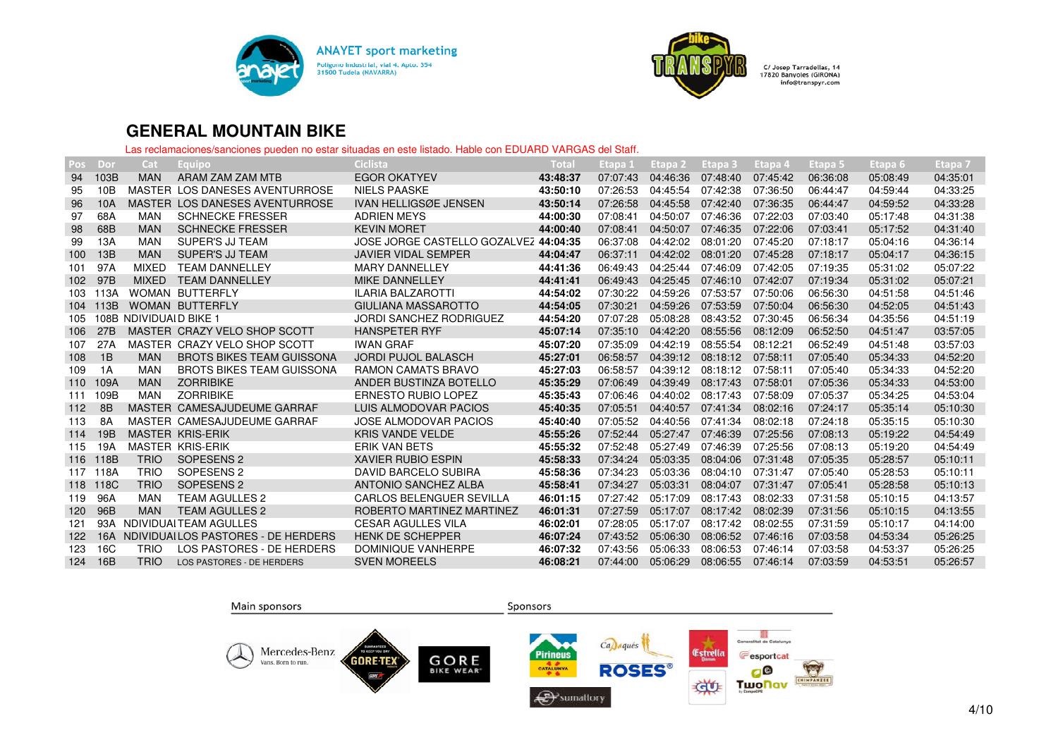ANAYET sport marketing
Polígono Industrial, vial 4. Aptdo. 354
31500 Tudela (NAVARRA)

C/ Josep Tarradellas, 14
17820 Banyoles (GIRONA)
info@transpyr.com

## GENERAL MOUNTAIN BIKE

Las reclamaciones/sanciones pueden no estar situadas en este listado. Hable con EDUARD VARGAS del Staff.

| Pos | Dor | Cat | Equipo | Ciclista | Total | Etapa 1 | Etapa 2 | Etapa 3 | Etapa 4 | Etapa 5 | Etapa 6 | Etapa 7 |
|---|---|---|---|---|---|---|---|---|---|---|---|---|
| 94 | 103B | MAN | ARAM ZAM ZAM MTB | EGOR OKATYEV | **43:48:37** | 07:07:43 | 04:46:36 | 07:48:40 | 07:45:42 | 06:36:08 | 05:08:49 | 04:35:01 |
| 95 | 10B | MASTER | LOS DANESES AVENTURROSE | NIELS PAASKE | **43:50:10** | 07:26:53 | 04:45:54 | 07:42:38 | 07:36:50 | 06:44:47 | 04:59:44 | 04:33:25 |
| 96 | 10A | MASTER | LOS DANESES AVENTURROSE | IVAN HELLIGSØE JENSEN | **43:50:14** | 07:26:58 | 04:45:58 | 07:42:40 | 07:36:35 | 06:44:47 | 04:59:52 | 04:33:28 |
| 97 | 68A | MAN | SCHNECKE FRESSER | ADRIEN MEYS | **44:00:30** | 07:08:41 | 04:50:07 | 07:46:36 | 07:22:03 | 07:03:40 | 05:17:48 | 04:31:38 |
| 98 | 68B | MAN | SCHNECKE FRESSER | KEVIN MORET | **44:00:40** | 07:08:41 | 04:50:07 | 07:46:35 | 07:22:06 | 07:03:41 | 05:17:52 | 04:31:40 |
| 99 | 13A | MAN | SUPER'S JJ TEAM | JOSE JORGE CASTELLO GOZALVEZ | **44:04:35** | 06:37:08 | 04:42:02 | 08:01:20 | 07:45:20 | 07:18:17 | 05:04:16 | 04:36:14 |
| 100 | 13B | MAN | SUPER'S JJ TEAM | JAVIER VIDAL SEMPER | **44:04:47** | 06:37:11 | 04:42:02 | 08:01:20 | 07:45:28 | 07:18:17 | 05:04:17 | 04:36:15 |
| 101 | 97A | MIXED | TEAM DANNELLEY | MARY DANNELLEY | **44:41:36** | 06:49:43 | 04:25:44 | 07:46:09 | 07:42:05 | 07:19:35 | 05:31:02 | 05:07:22 |
| 102 | 97B | MIXED | TEAM DANNELLEY | MIKE DANNELLEY | **44:41:41** | 06:49:43 | 04:25:45 | 07:46:10 | 07:42:07 | 07:19:34 | 05:31:02 | 05:07:21 |
| 103 | 113A | WOMAN | BUTTERFLY | ILARIA BALZAROTTI | **44:54:02** | 07:30:22 | 04:59:26 | 07:53:57 | 07:50:06 | 06:56:30 | 04:51:58 | 04:51:46 |
| 104 | 113B | WOMAN | BUTTERFLY | GIULIANA MASSAROTTO | **44:54:05** | 07:30:21 | 04:59:26 | 07:53:59 | 07:50:04 | 06:56:30 | 04:52:05 | 04:51:43 |
| 105 | 108B | NDIVIDUAI | D BIKE 1 | JORDI SANCHEZ RODRIGUEZ | **44:54:20** | 07:07:28 | 05:08:28 | 08:43:52 | 07:30:45 | 06:56:34 | 04:35:56 | 04:51:19 |
| 106 | 27B | MASTER | CRAZY VELO SHOP SCOTT | HANSPETER RYF | **45:07:14** | 07:35:10 | 04:42:20 | 08:55:56 | 08:12:09 | 06:52:50 | 04:51:47 | 03:57:05 |
| 107 | 27A | MASTER | CRAZY VELO SHOP SCOTT | IWAN GRAF | **45:07:20** | 07:35:09 | 04:42:19 | 08:55:54 | 08:12:21 | 06:52:49 | 04:51:48 | 03:57:03 |
| 108 | 1B | MAN | BROTS BIKES TEAM GUISSONA | JORDI PUJOL BALASCH | **45:27:01** | 06:58:57 | 04:39:12 | 08:18:12 | 07:58:11 | 07:05:40 | 05:34:33 | 04:52:20 |
| 109 | 1A | MAN | BROTS BIKES TEAM GUISSONA | RAMON CAMATS BRAVO | **45:27:03** | 06:58:57 | 04:39:12 | 08:18:12 | 07:58:11 | 07:05:40 | 05:34:33 | 04:52:20 |
| 110 | 109A | MAN | ZORRIBIKE | ANDER BUSTINZA BOTELLO | **45:35:29** | 07:06:49 | 04:39:49 | 08:17:43 | 07:58:01 | 07:05:36 | 05:34:33 | 04:53:00 |
| 111 | 109B | MAN | ZORRIBIKE | ERNESTO RUBIO LOPEZ | **45:35:43** | 07:06:46 | 04:40:02 | 08:17:43 | 07:58:09 | 07:05:37 | 05:34:25 | 04:53:04 |
| 112 | 8B | MASTER | CAMESAJUDEUME GARRAF | LUIS ALMODOVAR PACIOS | **45:40:35** | 07:05:51 | 04:40:57 | 07:41:34 | 08:02:16 | 07:24:17 | 05:35:14 | 05:10:30 |
| 113 | 8A | MASTER | CAMESAJUDEUME GARRAF | JOSE ALMODOVAR PACIOS | **45:40:40** | 07:05:52 | 04:40:56 | 07:41:34 | 08:02:18 | 07:24:18 | 05:35:15 | 05:10:30 |
| 114 | 19B | MASTER | KRIS-ERIK | KRIS VANDE VELDE | **45:55:26** | 07:52:44 | 05:27:47 | 07:46:39 | 07:25:56 | 07:08:13 | 05:19:22 | 04:54:49 |
| 115 | 19A | MASTER | KRIS-ERIK | ERIK VAN BETS | **45:55:32** | 07:52:48 | 05:27:49 | 07:46:39 | 07:25:56 | 07:08:13 | 05:19:20 | 04:54:49 |
| 116 | 118B | TRIO | SOPESENS 2 | XAVIER RUBIO ESPIN | **45:58:33** | 07:34:24 | 05:03:35 | 08:04:06 | 07:31:48 | 07:05:35 | 05:28:57 | 05:10:11 |
| 117 | 118A | TRIO | SOPESENS 2 | DAVID BARCELO SUBIRA | **45:58:36** | 07:34:23 | 05:03:36 | 08:04:10 | 07:31:47 | 07:05:40 | 05:28:53 | 05:10:11 |
| 118 | 118C | TRIO | SOPESENS 2 | ANTONIO SANCHEZ ALBA | **45:58:41** | 07:34:27 | 05:03:31 | 08:04:07 | 07:31:47 | 07:05:41 | 05:28:58 | 05:10:13 |
| 119 | 96A | MAN | TEAM AGULLES 2 | CARLOS BELENGUER SEVILLA | **46:01:15** | 07:27:42 | 05:17:09 | 08:17:43 | 08:02:33 | 07:31:58 | 05:10:15 | 04:13:57 |
| 120 | 96B | MAN | TEAM AGULLES 2 | ROBERTO MARTINEZ MARTINEZ | **46:01:31** | 07:27:59 | 05:17:07 | 08:17:42 | 08:02:39 | 07:31:56 | 05:10:15 | 04:13:55 |
| 121 | 93A | NDIVIDUAI | TEAM AGULLES | CESAR AGULLES VILA | **46:02:01** | 07:28:05 | 05:17:07 | 08:17:42 | 08:02:55 | 07:31:59 | 05:10:17 | 04:14:00 |
| 122 | 16A | NDIVIDUAI | LOS PASTORES - DE HERDERS | HENK DE SCHEPPER | **46:07:24** | 07:43:52 | 05:06:30 | 08:06:52 | 07:46:16 | 07:03:58 | 04:53:34 | 05:26:25 |
| 123 | 16C | TRIO | LOS PASTORES - DE HERDERS | DOMINIQUE VANHERPE | **46:07:32** | 07:43:56 | 05:06:33 | 08:06:53 | 07:46:14 | 07:03:58 | 04:53:37 | 05:26:25 |
| 124 | 16B | TRIO | LOS PASTORES - DE HERDERS | SVEN MOREELS | **46:08:21** | 07:44:00 | 05:06:29 | 08:06:55 | 07:46:14 | 07:03:59 | 04:53:51 | 05:26:57 |

Main sponsors

Sponsors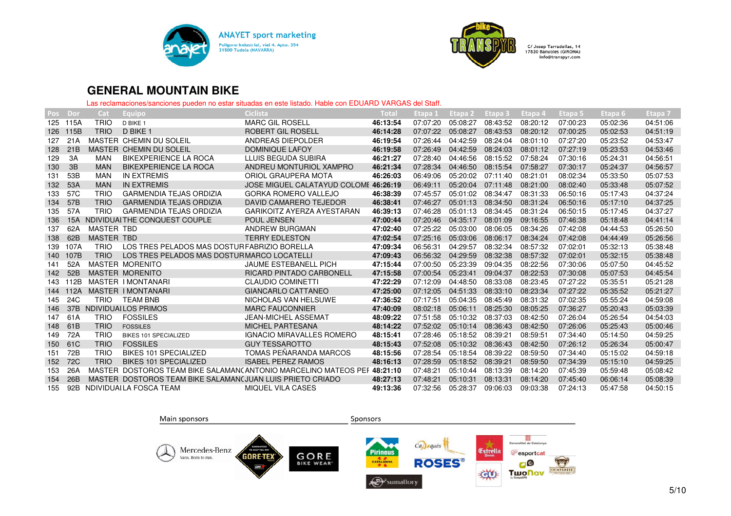ANAYET sport marketing
Polígono Industrial, vial 4. Apto. 354
31500 Tudela (NAVARRA)

C/ Josep Tarradellas, 14
17820 Banyoles (GIRONA)
info@transpyr.com

## GENERAL MOUNTAIN BIKE

Las reclamaciones/sanciones pueden no estar situadas en este listado. Hable con EDUARD VARGAS del Staff.

| Pos | Dor | Cat | Equipo | Ciclista | Total | Etapa 1 | Etapa 2 | Etapa 3 | Etapa 4 | Etapa 5 | Etapa 6 | Etapa 7 |
|---|---|---|---|---|---|---|---|---|---|---|---|---|
| 125 | 115A | TRIO | D BIKE 1 | MARC GIL ROSELL | **46:13:54** | 07:07:20 | 05:08:27 | 08:43:52 | 08:20:12 | 07:00:23 | 05:02:36 | 04:51:06 |
| 126 | 115B | TRIO | D BIKE 1 | ROBERT GIL ROSELL | **46:14:28** | 07:07:22 | 05:08:27 | 08:43:53 | 08:20:12 | 07:00:25 | 05:02:53 | 04:51:19 |
| 127 | 21A | MASTER | CHEMIN DU SOLEIL | ANDREAS DIEPOLDER | **46:19:54** | 07:26:44 | 04:42:59 | 08:24:04 | 08:01:10 | 07:27:20 | 05:23:52 | 04:53:47 |
| 128 | 21B | MASTER | CHEMIN DU SOLEIL | DOMINIQUE LAFOY | **46:19:58** | 07:26:49 | 04:42:59 | 08:24:03 | 08:01:12 | 07:27:19 | 05:23:53 | 04:53:46 |
| 129 | 3A | MAN | BIKEXPERIENCE LA ROCA | LLUIS BEGUDA SUBIRA | **46:21:27** | 07:28:40 | 04:46:56 | 08:15:52 | 07:58:24 | 07:30:16 | 05:24:31 | 04:56:51 |
| 130 | 3B | MAN | BIKEXPERIENCE LA ROCA | ANDREU MONTURIOL XAMPRO | **46:21:34** | 07:28:34 | 04:46:50 | 08:15:54 | 07:58:27 | 07:30:17 | 05:24:37 | 04:56:57 |
| 131 | 53B | MAN | IN EXTREMIS | ORIOL GRAUPERA MOTA | **46:26:03** | 06:49:06 | 05:20:02 | 07:11:40 | 08:21:01 | 08:02:34 | 05:33:50 | 05:07:53 |
| 132 | 53A | MAN | IN EXTREMIS | JOSE MIGUEL CALATAYUD COLOMI | **46:26:19** | 06:49:11 | 05:20:04 | 07:11:48 | 08:21:00 | 08:02:40 | 05:33:48 | 05:07:52 |
| 133 | 57C | TRIO | GARMENDIA TEJAS ORDIZIA | GORKA ROMERO VALLEJO | **46:38:39** | 07:45:57 | 05:01:02 | 08:34:47 | 08:31:33 | 06:50:16 | 05:17:43 | 04:37:24 |
| 134 | 57B | TRIO | GARMENDIA TEJAS ORDIZIA | DAVID CAMARERO TEJEDOR | **46:38:41** | 07:46:27 | 05:01:13 | 08:34:50 | 08:31:24 | 06:50:16 | 05:17:10 | 04:37:25 |
| 135 | 57A | TRIO | GARMENDIA TEJAS ORDIZIA | GARIKOITZ AYERZA AYESTARAN | **46:39:13** | 07:46:28 | 05:01:13 | 08:34:45 | 08:31:24 | 06:50:15 | 05:17:45 | 04:37:27 |
| 136 | 15A | NDIVIDUAL | THE CONQUEST COUPLE | POUL JENSEN | **47:00:44** | 07:20:46 | 04:35:17 | 08:01:09 | 09:16:55 | 07:46:38 | 05:18:48 | 04:41:14 |
| 137 | 62A | MASTER | TBD | ANDREW BURGMAN | **47:02:40** | 07:25:22 | 05:03:00 | 08:06:05 | 08:34:26 | 07:42:08 | 04:44:53 | 05:26:50 |
| 138 | 62B | MASTER | TBD | TERRY EDLESTON | **47:02:54** | 07:25:16 | 05:03:06 | 08:06:17 | 08:34:24 | 07:42:08 | 04:44:49 | 05:26:56 |
| 139 | 107A | TRIO | LOS TRES PELADOS MAS DOSTUR | FABRIZIO BORELLA | **47:09:34** | 06:56:31 | 04:29:57 | 08:32:34 | 08:57:32 | 07:02:01 | 05:32:13 | 05:38:48 |
| 140 | 107B | TRIO | LOS TRES PELADOS MAS DOSTUR | MARCO LOCATELLI | **47:09:43** | 06:56:32 | 04:29:59 | 08:32:38 | 08:57:32 | 07:02:01 | 05:32:15 | 05:38:48 |
| 141 | 52A | MASTER | MORENITO | JAUME ESTEBANELL PICH | **47:15:44** | 07:00:50 | 05:23:39 | 09:04:35 | 08:22:56 | 07:30:06 | 05:07:50 | 04:45:52 |
| 142 | 52B | MASTER | MORENITO | RICARD PINTADO CARBONELL | **47:15:58** | 07:00:54 | 05:23:41 | 09:04:37 | 08:22:53 | 07:30:08 | 05:07:53 | 04:45:54 |
| 143 | 112B | MASTER | I MONTANARI | CLAUDIO COMINETTI | **47:22:29** | 07:12:09 | 04:48:50 | 08:33:08 | 08:23:45 | 07:27:22 | 05:35:51 | 05:21:28 |
| 144 | 112A | MASTER | I MONTANARI | GIANCARLO CATTANEO | **47:25:00** | 07:12:05 | 04:51:33 | 08:33:10 | 08:23:34 | 07:27:22 | 05:35:52 | 05:21:27 |
| 145 | 24C | TRIO | TEAM BNB | NICHOLAS VAN HELSUWE | **47:36:52** | 07:17:51 | 05:04:35 | 08:45:49 | 08:31:32 | 07:02:35 | 05:55:24 | 04:59:08 |
| 146 | 37B | NDIVIDUAL | LOS PRIMOS | MARC FAUCONNIER | **47:40:09** | 08:02:18 | 05:06:11 | 08:25:30 | 08:05:25 | 07:36:27 | 05:20:43 | 05:03:39 |
| 147 | 61A | TRIO | FOSSILES | JEAN-MICHEL ASSEMAT | **48:09:22** | 07:51:58 | 05:10:32 | 08:37:03 | 08:42:50 | 07:26:04 | 05:26:54 | 04:54:03 |
| 148 | 61B | TRIO | FOSSILES | MICHEL PARTESANA | **48:14:22** | 07:52:02 | 05:10:14 | 08:36:43 | 08:42:50 | 07:26:06 | 05:25:43 | 05:00:46 |
| 149 | 72A | TRIO | BIKES 101 SPECIALIZED | IGNACIO MIRAVALLES ROMERO | **48:15:41** | 07:28:46 | 05:18:52 | 08:39:21 | 08:59:51 | 07:34:40 | 05:14:50 | 04:59:25 |
| 150 | 61C | TRIO | FOSSILES | GUY TESSAROTTO | **48:15:43** | 07:52:08 | 05:10:32 | 08:36:43 | 08:42:50 | 07:26:12 | 05:26:34 | 05:00:47 |
| 151 | 72B | TRIO | BIKES 101 SPECIALIZED | TOMAS PEÑARANDA MARCOS | **48:15:56** | 07:28:54 | 05:18:54 | 08:39:22 | 08:59:50 | 07:34:40 | 05:15:02 | 04:59:18 |
| 152 | 72C | TRIO | BIKES 101 SPECIALIZED | ISABEL PEREZ RAMOS | **48:16:13** | 07:28:59 | 05:18:52 | 08:39:21 | 08:59:50 | 07:34:39 | 05:15:10 | 04:59:25 |
| 153 | 26A | MASTER | DOSTOROS TEAM BIKE SALAMANC | ANTONIO MARCELINO MATEOS PEI | **48:21:10** | 07:48:21 | 05:10:44 | 08:13:39 | 08:14:20 | 07:45:39 | 05:59:48 | 05:08:42 |
| 154 | 26B | MASTER | DOSTOROS TEAM BIKE SALAMANC | JUAN LUIS PRIETO CRIADO | **48:27:13** | 07:48:21 | 05:10:31 | 08:13:31 | 08:14:20 | 07:45:40 | 06:06:14 | 05:08:39 |
| 155 | 92B | NDIVIDUAL | LA FOSCA TEAM | MIQUEL VILA CASES | **49:13:36** | 07:32:56 | 05:28:37 | 09:06:03 | 09:03:38 | 07:24:13 | 05:47:58 | 04:50:15 |

Main sponsors

Sponsors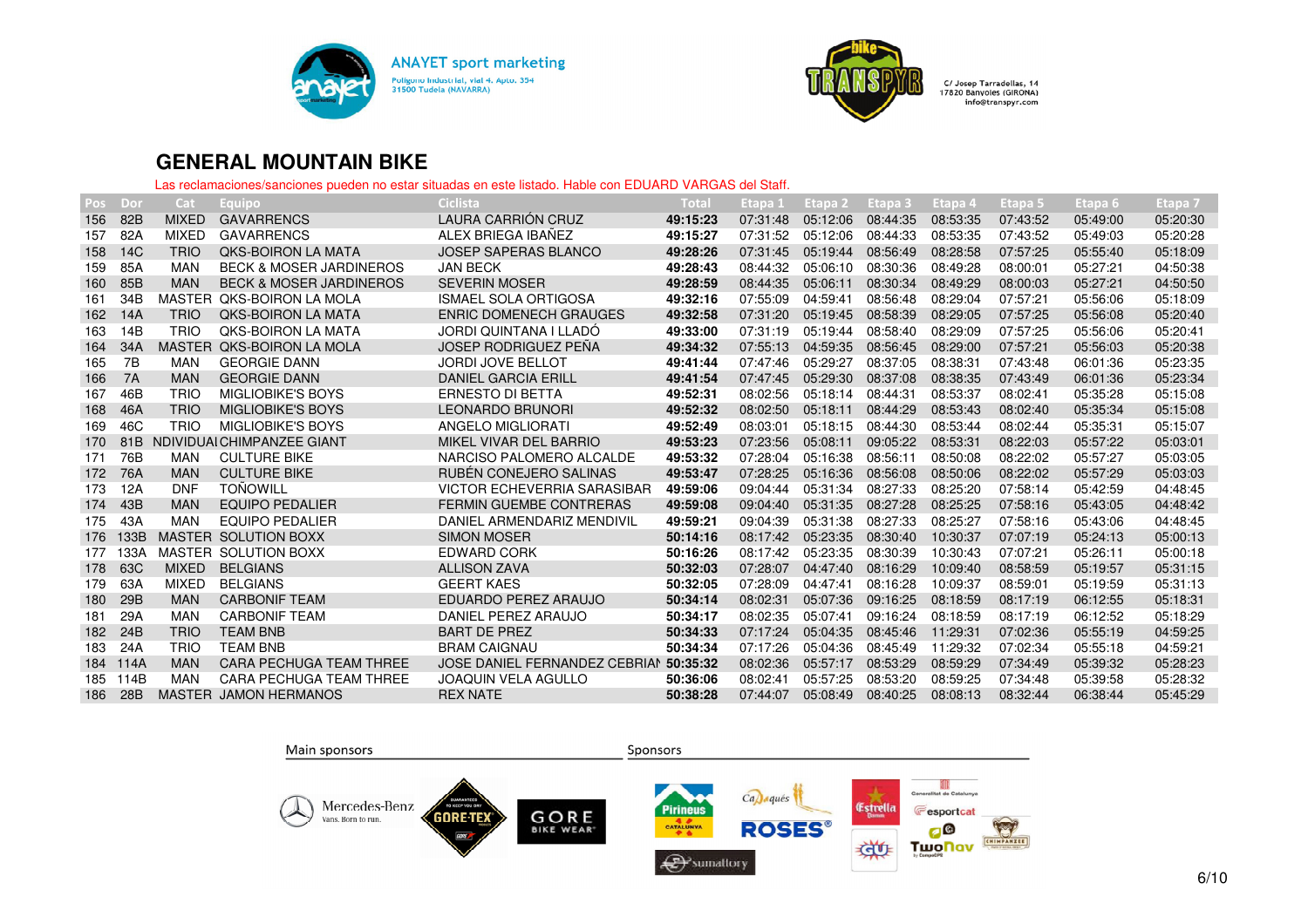ANAYET sport marketing
Polígono Industrial, vial 4. Apto. 354
31500 Tudela (NAVARRA)

C/ Josep Tarradellas, 14
17820 Banyoles (GIRONA)
info@transpyr.com

## GENERAL MOUNTAIN BIKE

Las reclamaciones/sanciones pueden no estar situadas en este listado. Hable con EDUARD VARGAS del Staff.

| Pos | Dor | Cat | Equipo | Ciclista | Total | Etapa 1 | Etapa 2 | Etapa 3 | Etapa 4 | Etapa 5 | Etapa 6 | Etapa 7 |
|---|---|---|---|---|---|---|---|---|---|---|---|---|
| 156 | 82B | MIXED | GAVARRENCS | LAURA CARRIÓN CRUZ | **49:15:23** | 07:31:48 | 05:12:06 | 08:44:35 | 08:53:35 | 07:43:52 | 05:49:00 | 05:20:30 |
| 157 | 82A | MIXED | GAVARRENCS | ALEX BRIEGA IBAÑEZ | **49:15:27** | 07:31:52 | 05:12:06 | 08:44:33 | 08:53:35 | 07:43:52 | 05:49:03 | 05:20:28 |
| 158 | 14C | TRIO | QKS-BOIRON LA MATA | JOSEP SAPERAS BLANCO | **49:28:26** | 07:31:45 | 05:19:44 | 08:56:49 | 08:28:58 | 07:57:25 | 05:55:40 | 05:18:09 |
| 159 | 85A | MAN | BECK & MOSER JARDINEROS | JAN BECK | **49:28:43** | 08:44:32 | 05:06:10 | 08:30:36 | 08:49:28 | 08:00:01 | 05:27:21 | 04:50:38 |
| 160 | 85B | MAN | BECK & MOSER JARDINEROS | SEVERIN MOSER | **49:28:59** | 08:44:35 | 05:06:11 | 08:30:34 | 08:49:29 | 08:00:03 | 05:27:21 | 04:50:50 |
| 161 | 34B | MASTER | QKS-BOIRON LA MOLA | ISMAEL SOLA ORTIGOSA | **49:32:16** | 07:55:09 | 04:59:41 | 08:56:48 | 08:29:04 | 07:57:21 | 05:56:06 | 05:18:09 |
| 162 | 14A | TRIO | QKS-BOIRON LA MATA | ENRIC DOMENECH GRAUGES | **49:32:58** | 07:31:20 | 05:19:45 | 08:58:39 | 08:29:05 | 07:57:25 | 05:56:08 | 05:20:40 |
| 163 | 14B | TRIO | QKS-BOIRON LA MATA | JORDI QUINTANA I LLADÓ | **49:33:00** | 07:31:19 | 05:19:44 | 08:58:40 | 08:29:09 | 07:57:25 | 05:56:06 | 05:20:41 |
| 164 | 34A | MASTER | QKS-BOIRON LA MOLA | JOSEP RODRIGUEZ PEÑA | **49:34:32** | 07:55:13 | 04:59:35 | 08:56:45 | 08:29:00 | 07:57:21 | 05:56:03 | 05:20:38 |
| 165 | 7B | MAN | GEORGIE DANN | JORDI JOVE BELLOT | **49:41:44** | 07:47:46 | 05:29:27 | 08:37:05 | 08:38:31 | 07:43:48 | 06:01:36 | 05:23:35 |
| 166 | 7A | MAN | GEORGIE DANN | DANIEL GARCIA ERILL | **49:41:54** | 07:47:45 | 05:29:30 | 08:37:08 | 08:38:35 | 07:43:49 | 06:01:36 | 05:23:34 |
| 167 | 46B | TRIO | MIGLIOBIKE'S BOYS | ERNESTO DI BETTA | **49:52:31** | 08:02:56 | 05:18:14 | 08:44:31 | 08:53:37 | 08:02:41 | 05:35:28 | 05:15:08 |
| 168 | 46A | TRIO | MIGLIOBIKE'S BOYS | LEONARDO BRUNORI | **49:52:32** | 08:02:50 | 05:18:11 | 08:44:29 | 08:53:43 | 08:02:40 | 05:35:34 | 05:15:08 |
| 169 | 46C | TRIO | MIGLIOBIKE'S BOYS | ANGELO MIGLIORATI | **49:52:49** | 08:03:01 | 05:18:15 | 08:44:30 | 08:53:44 | 08:02:44 | 05:35:31 | 05:15:07 |
| 170 | 81B | NDIVIDUAL | CHIMPANZEE GIANT | MIKEL VIVAR DEL BARRIO | **49:53:23** | 07:23:56 | 05:08:11 | 09:05:22 | 08:53:31 | 08:22:03 | 05:57:22 | 05:03:01 |
| 171 | 76B | MAN | CULTURE BIKE | NARCISO PALOMERO ALCALDE | **49:53:32** | 07:28:04 | 05:16:38 | 08:56:11 | 08:50:08 | 08:22:02 | 05:57:27 | 05:03:05 |
| 172 | 76A | MAN | CULTURE BIKE | RUBÉN CONEJERO SALINAS | **49:53:47** | 07:28:25 | 05:16:36 | 08:56:08 | 08:50:06 | 08:22:02 | 05:57:29 | 05:03:03 |
| 173 | 12A | DNF | TOÑOWILL | VICTOR ECHEVERRIA SARASIBAR | **49:59:06** | 09:04:44 | 05:31:34 | 08:27:33 | 08:25:20 | 07:58:14 | 05:42:59 | 04:48:45 |
| 174 | 43B | MAN | EQUIPO PEDALIER | FERMIN GUEMBE CONTRERAS | **49:59:08** | 09:04:40 | 05:31:35 | 08:27:28 | 08:25:25 | 07:58:16 | 05:43:05 | 04:48:42 |
| 175 | 43A | MAN | EQUIPO PEDALIER | DANIEL ARMENDARIZ MENDIVIL | **49:59:21** | 09:04:39 | 05:31:38 | 08:27:33 | 08:25:27 | 07:58:16 | 05:43:06 | 04:48:45 |
| 176 | 133B | MASTER | SOLUTION BOXX | SIMON MOSER | **50:14:16** | 08:17:42 | 05:23:35 | 08:30:40 | 10:30:37 | 07:07:19 | 05:24:13 | 05:00:13 |
| 177 | 133A | MASTER | SOLUTION BOXX | EDWARD CORK | **50:16:26** | 08:17:42 | 05:23:35 | 08:30:39 | 10:30:43 | 07:07:21 | 05:26:11 | 05:00:18 |
| 178 | 63C | MIXED | BELGIANS | ALLISON ZAVA | **50:32:03** | 07:28:07 | 04:47:40 | 08:16:29 | 10:09:40 | 08:58:59 | 05:19:57 | 05:31:15 |
| 179 | 63A | MIXED | BELGIANS | GEERT KAES | **50:32:05** | 07:28:09 | 04:47:41 | 08:16:28 | 10:09:37 | 08:59:01 | 05:19:59 | 05:31:13 |
| 180 | 29B | MAN | CARBONIF TEAM | EDUARDO PEREZ ARAUJO | **50:34:14** | 08:02:31 | 05:07:36 | 09:16:25 | 08:18:59 | 08:17:19 | 06:12:55 | 05:18:31 |
| 181 | 29A | MAN | CARBONIF TEAM | DANIEL PEREZ ARAUJO | **50:34:17** | 08:02:35 | 05:07:41 | 09:16:24 | 08:18:59 | 08:17:19 | 06:12:52 | 05:18:29 |
| 182 | 24B | TRIO | TEAM BNB | BART DE PREZ | **50:34:33** | 07:17:24 | 05:04:35 | 08:45:46 | 11:29:31 | 07:02:36 | 05:55:19 | 04:59:25 |
| 183 | 24A | TRIO | TEAM BNB | BRAM CAIGNAU | **50:34:34** | 07:17:26 | 05:04:36 | 08:45:49 | 11:29:32 | 07:02:34 | 05:55:18 | 04:59:21 |
| 184 | 114A | MAN | CARA PECHUGA TEAM THREE | JOSE DANIEL FERNANDEZ CEBRIAN | **50:35:32** | 08:02:36 | 05:57:17 | 08:53:29 | 08:59:29 | 07:34:49 | 05:39:32 | 05:28:23 |
| 185 | 114B | MAN | CARA PECHUGA TEAM THREE | JOAQUIN VELA AGULLO | **50:36:06** | 08:02:41 | 05:57:25 | 08:53:20 | 08:59:25 | 07:34:48 | 05:39:58 | 05:28:32 |
| 186 | 28B | MASTER | JAMON HERMANOS | REX NATE | **50:38:28** | 07:44:07 | 05:08:49 | 08:40:25 | 08:08:13 | 08:32:44 | 06:38:44 | 05:45:29 |

Main sponsors

Sponsors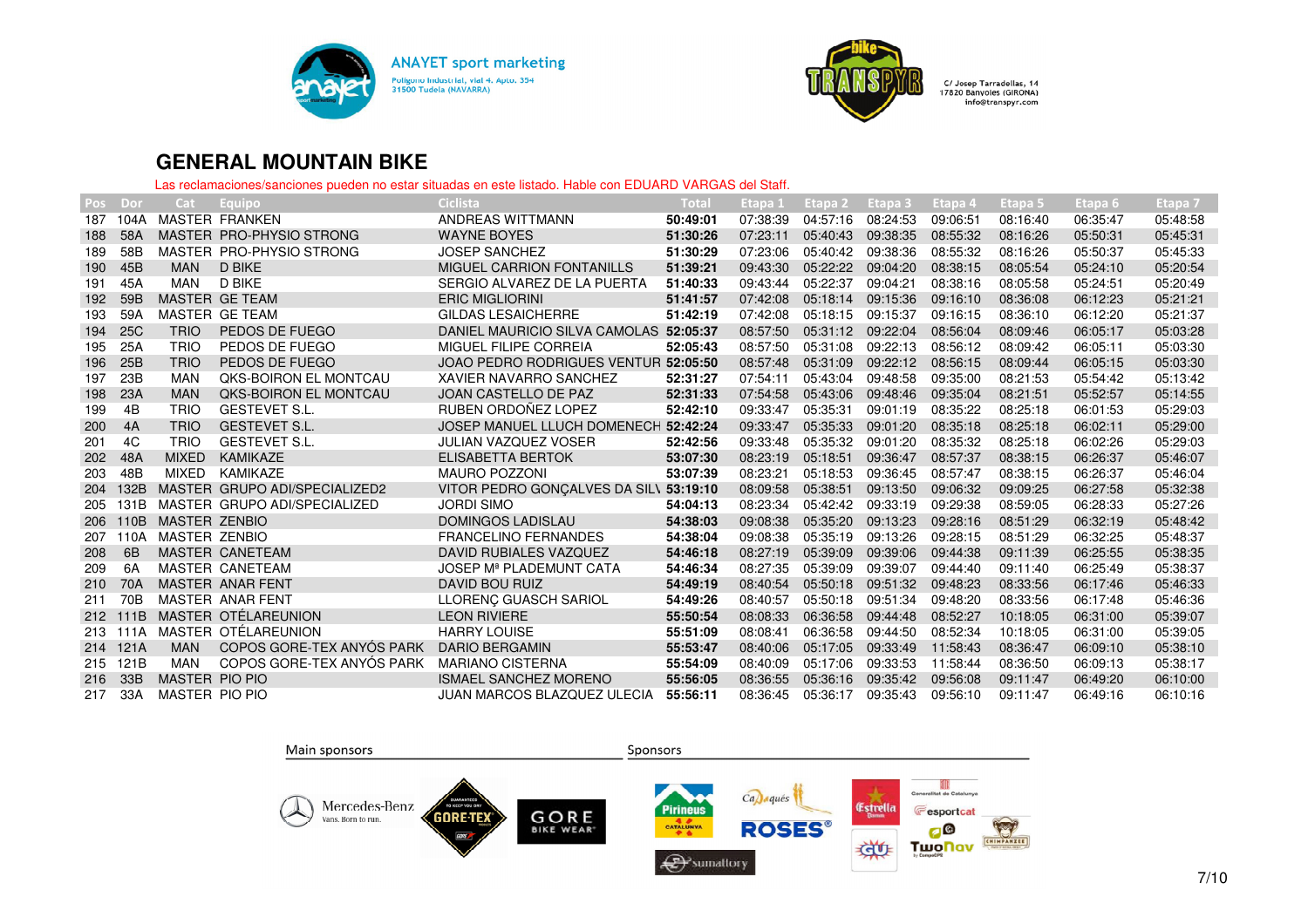ANAYET sport marketing
Polígono Industrial, vial 4. Apto. 354
31500 Tudela (NAVARRA)

C/ Josep Tarradellas, 14
17820 Banyoles (GIRONA)
info@transpyr.com

## GENERAL MOUNTAIN BIKE

Las reclamaciones/sanciones pueden no estar situadas en este listado. Hable con EDUARD VARGAS del Staff.

| Pos | Dor | Cat | Equipo | Ciclista | Total | Etapa 1 | Etapa 2 | Etapa 3 | Etapa 4 | Etapa 5 | Etapa 6 | Etapa 7 |
|---|---|---|---|---|---|---|---|---|---|---|---|---|
| 187 | 104A | MASTER | FRANKEN | ANDREAS WITTMANN | **50:49:01** | 07:38:39 | 04:57:16 | 08:24:53 | 09:06:51 | 08:16:40 | 06:35:47 | 05:48:58 |
| 188 | 58A | MASTER | PRO-PHYSIO STRONG | WAYNE BOYES | **51:30:26** | 07:23:11 | 05:40:43 | 09:38:35 | 08:55:32 | 08:16:26 | 05:50:31 | 05:45:31 |
| 189 | 58B | MASTER | PRO-PHYSIO STRONG | JOSEP SANCHEZ | **51:30:29** | 07:23:06 | 05:40:42 | 09:38:36 | 08:55:32 | 08:16:26 | 05:50:37 | 05:45:33 |
| 190 | 45B | MAN | D BIKE | MIGUEL CARRION FONTANILLS | **51:39:21** | 09:43:30 | 05:22:22 | 09:04:20 | 08:38:15 | 08:05:54 | 05:24:10 | 05:20:54 |
| 191 | 45A | MAN | D BIKE | SERGIO ALVAREZ DE LA PUERTA | **51:40:33** | 09:43:44 | 05:22:37 | 09:04:21 | 08:38:16 | 08:05:58 | 05:24:51 | 05:20:49 |
| 192 | 59B | MASTER | GE TEAM | ERIC MIGLIORINI | **51:41:57** | 07:42:08 | 05:18:14 | 09:15:36 | 09:16:10 | 08:36:08 | 06:12:23 | 05:21:21 |
| 193 | 59A | MASTER | GE TEAM | GILDAS LESAICHERRE | **51:42:19** | 07:42:08 | 05:18:15 | 09:15:37 | 09:16:15 | 08:36:10 | 06:12:20 | 05:21:37 |
| 194 | 25C | TRIO | PEDOS DE FUEGO | DANIEL MAURICIO SILVA CAMOLAS | **52:05:37** | 08:57:50 | 05:31:12 | 09:22:04 | 08:56:04 | 08:09:46 | 06:05:17 | 05:03:28 |
| 195 | 25A | TRIO | PEDOS DE FUEGO | MIGUEL FILIPE CORREIA | **52:05:43** | 08:57:50 | 05:31:08 | 09:22:13 | 08:56:12 | 08:09:42 | 06:05:11 | 05:03:30 |
| 196 | 25B | TRIO | PEDOS DE FUEGO | JOAO PEDRO RODRIGUES VENTUR | **52:05:50** | 08:57:48 | 05:31:09 | 09:22:12 | 08:56:15 | 08:09:44 | 06:05:15 | 05:03:30 |
| 197 | 23B | MAN | QKS-BOIRON EL MONTCAU | XAVIER NAVARRO SANCHEZ | **52:31:27** | 07:54:11 | 05:43:04 | 09:48:58 | 09:35:00 | 08:21:53 | 05:54:42 | 05:13:42 |
| 198 | 23A | MAN | QKS-BOIRON EL MONTCAU | JOAN CASTELLO DE PAZ | **52:31:33** | 07:54:58 | 05:43:06 | 09:48:46 | 09:35:04 | 08:21:51 | 05:52:57 | 05:14:55 |
| 199 | 4B | TRIO | GESTEVET S.L. | RUBEN ORDOÑEZ LOPEZ | **52:42:10** | 09:33:47 | 05:35:31 | 09:01:19 | 08:35:22 | 08:25:18 | 06:01:53 | 05:29:03 |
| 200 | 4A | TRIO | GESTEVET S.L. | JOSEP MANUEL LLUCH DOMENECH | **52:42:24** | 09:33:47 | 05:35:33 | 09:01:20 | 08:35:18 | 08:25:18 | 06:02:11 | 05:29:00 |
| 201 | 4C | TRIO | GESTEVET S.L. | JULIAN VAZQUEZ VOSER | **52:42:56** | 09:33:48 | 05:35:32 | 09:01:20 | 08:35:32 | 08:25:18 | 06:02:26 | 05:29:03 |
| 202 | 48A | MIXED | KAMIKAZE | ELISABETTA BERTOK | **53:07:30** | 08:23:19 | 05:18:51 | 09:36:47 | 08:57:37 | 08:38:15 | 06:26:37 | 05:46:07 |
| 203 | 48B | MIXED | KAMIKAZE | MAURO POZZONI | **53:07:39** | 08:23:21 | 05:18:53 | 09:36:45 | 08:57:47 | 08:38:15 | 06:26:37 | 05:46:04 |
| 204 | 132B | MASTER | GRUPO ADI/SPECIALIZED2 | VITOR PEDRO GONÇALVES DA SIL\ | **53:19:10** | 08:09:58 | 05:38:51 | 09:13:50 | 09:06:32 | 09:09:25 | 06:27:58 | 05:32:38 |
| 205 | 131B | MASTER | GRUPO ADI/SPECIALIZED | JORDI SIMO | **54:04:13** | 08:23:34 | 05:42:42 | 09:33:19 | 09:29:38 | 08:59:05 | 06:28:33 | 05:27:26 |
| 206 | 110B | MASTER | ZENBIO | DOMINGOS LADISLAU | **54:38:03** | 09:08:38 | 05:35:20 | 09:13:23 | 09:28:16 | 08:51:29 | 06:32:19 | 05:48:42 |
| 207 | 110A | MASTER | ZENBIO | FRANCELINO FERNANDES | **54:38:04** | 09:08:38 | 05:35:19 | 09:13:26 | 09:28:15 | 08:51:29 | 06:32:25 | 05:48:37 |
| 208 | 6B | MASTER | CANETEAM | DAVID RUBIALES VAZQUEZ | **54:46:18** | 08:27:19 | 05:39:09 | 09:39:06 | 09:44:38 | 09:11:39 | 06:25:55 | 05:38:35 |
| 209 | 6A | MASTER | CANETEAM | JOSEP Mª PLADEMUNT CATA | **54:46:34** | 08:27:35 | 05:39:09 | 09:39:07 | 09:44:40 | 09:11:40 | 06:25:49 | 05:38:37 |
| 210 | 70A | MASTER | ANAR FENT | DAVID BOU RUIZ | **54:49:19** | 08:40:54 | 05:50:18 | 09:51:32 | 09:48:23 | 08:33:56 | 06:17:46 | 05:46:33 |
| 211 | 70B | MASTER | ANAR FENT | LLORENÇ GUASCH SARIOL | **54:49:26** | 08:40:57 | 05:50:18 | 09:51:34 | 09:48:20 | 08:33:56 | 06:17:48 | 05:46:36 |
| 212 | 111B | MASTER | OTÉLAREUNION | LEON RIVIERE | **55:50:54** | 08:08:33 | 06:36:58 | 09:44:48 | 08:52:27 | 10:18:05 | 06:31:00 | 05:39:07 |
| 213 | 111A | MASTER | OTÉLAREUNION | HARRY LOUISE | **55:51:09** | 08:08:41 | 06:36:58 | 09:44:50 | 08:52:34 | 10:18:05 | 06:31:00 | 05:39:05 |
| 214 | 121A | MAN | COPOS GORE-TEX ANYÓS PARK | DARIO BERGAMIN | **55:53:47** | 08:40:06 | 05:17:05 | 09:33:49 | 11:58:43 | 08:36:47 | 06:09:10 | 05:38:10 |
| 215 | 121B | MAN | COPOS GORE-TEX ANYÓS PARK | MARIANO CISTERNA | **55:54:09** | 08:40:09 | 05:17:06 | 09:33:53 | 11:58:44 | 08:36:50 | 06:09:13 | 05:38:17 |
| 216 | 33B | MASTER | PIO PIO | ISMAEL SANCHEZ MORENO | **55:56:05** | 08:36:55 | 05:36:16 | 09:35:42 | 09:56:08 | 09:11:47 | 06:49:20 | 06:10:00 |
| 217 | 33A | MASTER | PIO PIO | JUAN MARCOS BLAZQUEZ ULECIA | **55:56:11** | 08:36:45 | 05:36:17 | 09:35:43 | 09:56:10 | 09:11:47 | 06:49:16 | 06:10:16 |

Main sponsors

Sponsors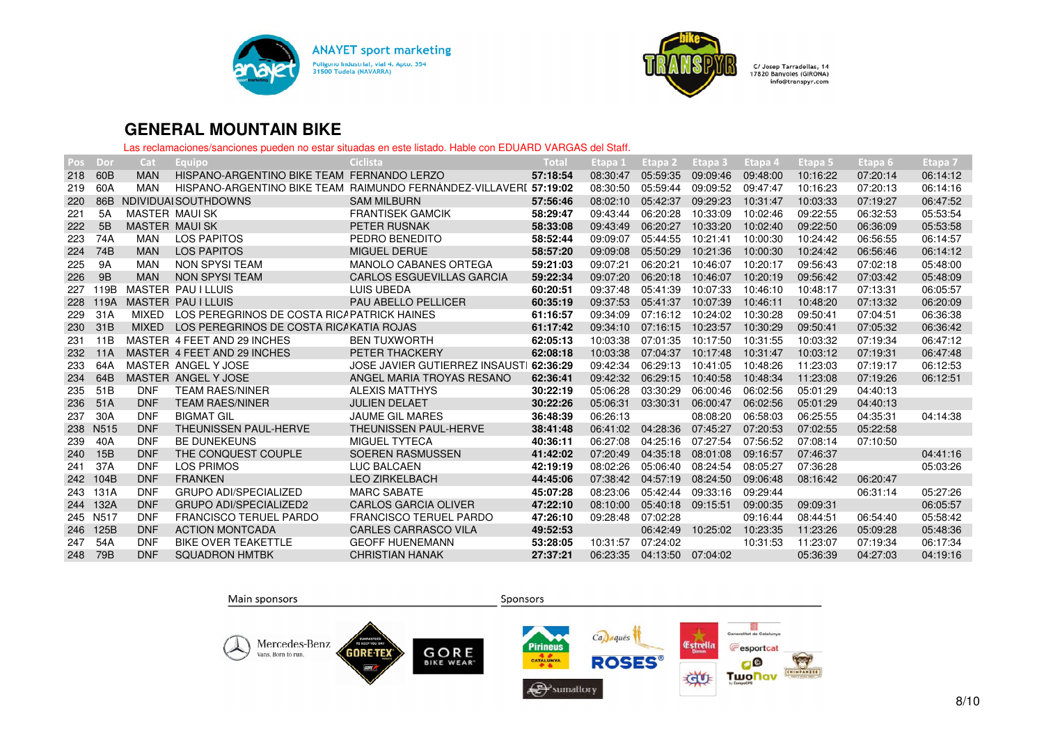ANAYET sport marketing
Polígono Industrial, vial 4. Apto. 354
31500 Tudela (NAVARRA)

C/ Josep Tarradellas, 14
17820 Banyoles (GIRONA)
info@transpyr.com

## GENERAL MOUNTAIN BIKE

Las reclamaciones/sanciones pueden no estar situadas en este listado. Hable con EDUARD VARGAS del Staff.

| Pos | Dor | Cat | Equipo | Ciclista | Total | Etapa 1 | Etapa 2 | Etapa 3 | Etapa 4 | Etapa 5 | Etapa 6 | Etapa 7 |
|---|---|---|---|---|---|---|---|---|---|---|---|---|
| 218 | 60B | MAN | HISPANO-ARGENTINO BIKE TEAM | FERNANDO LERZO | **57:18:54** | 08:30:47 | 05:59:35 | 09:09:46 | 09:48:00 | 10:16:22 | 07:20:14 | 06:14:12 |
| 219 | 60A | MAN | HISPANO-ARGENTINO BIKE TEAM | RAIMUNDO FERNÁNDEZ-VILLAVERI | **57:19:02** | 08:30:50 | 05:59:44 | 09:09:52 | 09:47:47 | 10:16:23 | 07:20:13 | 06:14:16 |
| 220 | 86B | NDIVIDUAI | SOUTHDOWNS | SAM MILBURN | **57:56:46** | 08:02:10 | 05:42:37 | 09:29:23 | 10:31:47 | 10:03:33 | 07:19:27 | 06:47:52 |
| 221 | 5A | MASTER | MAUI SK | FRANTISEK GAMCIK | **58:29:47** | 09:43:44 | 06:20:28 | 10:33:09 | 10:02:46 | 09:22:55 | 06:32:53 | 05:53:54 |
| 222 | 5B | MASTER | MAUI SK | PETER RUSNAK | **58:33:08** | 09:43:49 | 06:20:27 | 10:33:20 | 10:02:40 | 09:22:50 | 06:36:09 | 05:53:58 |
| 223 | 74A | MAN | LOS PAPITOS | PEDRO BENEDITO | **58:52:44** | 09:09:07 | 05:44:55 | 10:21:41 | 10:00:30 | 10:24:42 | 06:56:55 | 06:14:57 |
| 224 | 74B | MAN | LOS PAPITOS | MIGUEL DERUE | **58:57:20** | 09:09:08 | 05:50:29 | 10:21:36 | 10:00:30 | 10:24:42 | 06:56:46 | 06:14:12 |
| 225 | 9A | MAN | NON SPYSI TEAM | MANOLO CABANES ORTEGA | **59:21:03** | 09:07:21 | 06:20:21 | 10:46:07 | 10:20:17 | 09:56:43 | 07:02:18 | 05:48:00 |
| 226 | 9B | MAN | NON SPYSI TEAM | CARLOS ESGUEVILLAS GARCIA | **59:22:34** | 09:07:20 | 06:20:18 | 10:46:07 | 10:20:19 | 09:56:42 | 07:03:42 | 05:48:09 |
| 227 | 119B | MASTER | PAU I LLUIS | LUIS UBEDA | **60:20:51** | 09:37:48 | 05:41:39 | 10:07:33 | 10:46:10 | 10:48:17 | 07:13:31 | 06:05:57 |
| 228 | 119A | MASTER | PAU I LLUIS | PAU ABELLO PELLICER | **60:35:19** | 09:37:53 | 05:41:37 | 10:07:39 | 10:46:11 | 10:48:20 | 07:13:32 | 06:20:09 |
| 229 | 31A | MIXED | LOS PEREGRINOS DE COSTA RICA | PATRICK HAINES | **61:16:57** | 09:34:09 | 07:16:12 | 10:24:02 | 10:30:28 | 09:50:41 | 07:04:51 | 06:36:38 |
| 230 | 31B | MIXED | LOS PEREGRINOS DE COSTA RICA | KATIA ROJAS | **61:17:42** | 09:34:10 | 07:16:15 | 10:23:57 | 10:30:29 | 09:50:41 | 07:05:32 | 06:36:42 |
| 231 | 11B | MASTER | 4 FEET AND 29 INCHES | BEN TUXWORTH | **62:05:13** | 10:03:38 | 07:01:35 | 10:17:50 | 10:31:55 | 10:03:32 | 07:19:34 | 06:47:12 |
| 232 | 11A | MASTER | 4 FEET AND 29 INCHES | PETER THACKERY | **62:08:18** | 10:03:38 | 07:04:37 | 10:17:48 | 10:31:47 | 10:03:12 | 07:19:31 | 06:47:48 |
| 233 | 64A | MASTER | ANGEL Y JOSE | JOSE JAVIER GUTIERREZ INSAUSTI | **62:36:29** | 09:42:34 | 06:29:13 | 10:41:05 | 10:48:26 | 11:23:03 | 07:19:17 | 06:12:53 |
| 234 | 64B | MASTER | ANGEL Y JOSE | ANGEL MARIA TROYAS RESANO | **62:36:41** | 09:42:32 | 06:29:15 | 10:40:58 | 10:48:34 | 11:23:08 | 07:19:26 | 06:12:51 |
| 235 | 51B | DNF | TEAM RAES/NINER | ALEXIS MATTHYS | **30:22:19** | 05:06:28 | 03:30:29 | 06:00:46 | 06:02:56 | 05:01:29 | 04:40:13 | |
| 236 | 51A | DNF | TEAM RAES/NINER | JULIEN DELAET | **30:22:26** | 05:06:31 | 03:30:31 | 06:00:47 | 06:02:56 | 05:01:29 | 04:40:13 | |
| 237 | 30A | DNF | BIGMAT GIL | JAUME GIL MARES | **36:48:39** | 06:26:13 | | 08:08:20 | 06:58:03 | 06:25:55 | 04:35:31 | 04:14:38 |
| 238 | N515 | DNF | THEUNISSEN PAUL-HERVE | THEUNISSEN PAUL-HERVE | **38:41:48** | 06:41:02 | 04:28:36 | 07:45:27 | 07:20:53 | 07:02:55 | 05:22:58 | |
| 239 | 40A | DNF | BE DUNEKEUNS | MIGUEL TYTECA | **40:36:11** | 06:27:08 | 04:25:16 | 07:27:54 | 07:56:52 | 07:08:14 | 07:10:50 | |
| 240 | 15B | DNF | THE CONQUEST COUPLE | SOEREN RASMUSSEN | **41:42:02** | 07:20:49 | 04:35:18 | 08:01:08 | 09:16:57 | 07:46:37 | | 04:41:16 |
| 241 | 37A | DNF | LOS PRIMOS | LUC BALCAEN | **42:19:19** | 08:02:26 | 05:06:40 | 08:24:54 | 08:05:27 | 07:36:28 | | 05:03:26 |
| 242 | 104B | DNF | FRANKEN | LEO ZIRKELBACH | **44:45:06** | 07:38:42 | 04:57:19 | 08:24:50 | 09:06:48 | 08:16:42 | 06:20:47 | |
| 243 | 131A | DNF | GRUPO ADI/SPECIALIZED | MARC SABATE | **45:07:28** | 08:23:06 | 05:42:44 | 09:33:16 | 09:29:44 | | 06:31:14 | 05:27:26 |
| 244 | 132A | DNF | GRUPO ADI/SPECIALIZED2 | CARLOS GARCIA OLIVER | **47:22:10** | 08:10:00 | 05:40:18 | 09:15:51 | 09:00:35 | 09:09:31 | | 06:05:57 |
| 245 | N517 | DNF | FRANCISCO TERUEL PARDO | FRANCISCO TERUEL PARDO | **47:26:10** | 09:28:48 | 07:02:28 | | 09:16:44 | 08:44:51 | 06:54:40 | 05:58:42 |
| 246 | 125B | DNF | ACTION MONTCADA | CARLES CARRASCO VILA | **49:52:53** | | 06:42:49 | 10:25:02 | 10:23:35 | 11:23:26 | 05:09:28 | 05:48:36 |
| 247 | 54A | DNF | BIKE OVER TEAKETTLE | GEOFF HUENEMANN | **53:28:05** | 10:31:57 | 07:24:02 | | 10:31:53 | 11:23:07 | 07:19:34 | 06:17:34 |
| 248 | 79B | DNF | SQUADRON HMTBK | CHRISTIAN HANAK | **27:37:21** | 06:23:35 | 04:13:50 | 07:04:02 | | 05:36:39 | 04:27:03 | 04:19:16 |

Main sponsors | Sponsors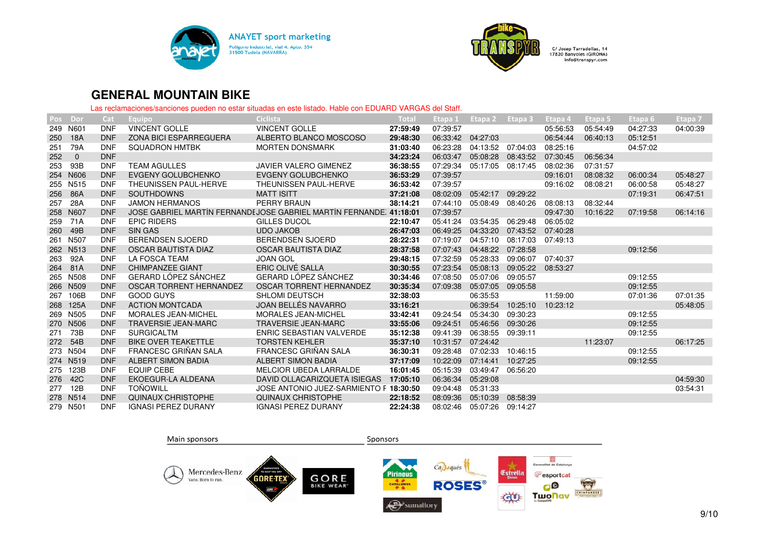## GENERAL MOUNTAIN BIKE

Las reclamaciones/sanciones pueden no estar situadas en este listado. Hable con EDUARD VARGAS del Staff.

| Pos | Dor | Cat | Equipo | Ciclista | Total | Etapa 1 | Etapa 2 | Etapa 3 | Etapa 4 | Etapa 5 | Etapa 6 | Etapa 7 |
|---|---|---|---|---|---|---|---|---|---|---|---|---|
| 249 | N601 | DNF | VINCENT GOLLE | VINCENT GOLLE | **27:59:49** | 07:39:57 | | | 05:56:53 | 05:54:49 | 04:27:33 | 04:00:39 |
| 250 | 18A | DNF | ZONA BICI ESPARREGUERA | ALBERTO BLANCO MOSCOSO | **29:48:30** | 06:33:42 | 04:27:03 | | 06:54:44 | 06:40:13 | 05:12:51 | |
| 251 | 79A | DNF | SQUADRON HMTBK | MORTEN DONSMARK | **31:03:40** | 06:23:28 | 04:13:52 | 07:04:03 | 08:25:16 | | 04:57:02 | |
| 252 | 0 | DNF | | | **34:23:24** | 06:03:47 | 05:08:28 | 08:43:52 | 07:30:45 | 06:56:34 | | |
| 253 | 93B | DNF | TEAM AGULLES | JAVIER VALERO GIMENEZ | **36:38:55** | 07:29:34 | 05:17:05 | 08:17:45 | 08:02:36 | 07:31:57 | | |
| 254 | N606 | DNF | EVGENY GOLUBCHENKO | EVGENY GOLUBCHENKO | **36:53:29** | 07:39:57 | | | 09:16:01 | 08:08:32 | 06:00:34 | 05:48:27 |
| 255 | N515 | DNF | THEUNISSEN PAUL-HERVE | THEUNISSEN PAUL-HERVE | **36:53:42** | 07:39:57 | | | 09:16:02 | 08:08:21 | 06:00:58 | 05:48:27 |
| 256 | 86A | DNF | SOUTHDOWNS | MATT ISITT | **37:21:08** | 08:02:09 | 05:42:17 | 09:29:22 | | | 07:19:31 | 06:47:51 |
| 257 | 28A | DNF | JAMON HERMANOS | PERRY BRAUN | **38:14:21** | 07:44:10 | 05:08:49 | 08:40:26 | 08:08:13 | 08:32:44 | | |
| 258 | N607 | DNF | JOSE GABRIEL MARTÍN FERNANDE | JOSE GABRIEL MARTÍN FERNANDE | **41:18:01** | 07:39:57 | | | 09:47:30 | 10:16:22 | 07:19:58 | 06:14:16 |
| 259 | 71A | DNF | EPIC RIDERS | GILLES DUCOL | **22:10:47** | 05:41:24 | 03:54:35 | 06:29:48 | 06:05:02 | | | |
| 260 | 49B | DNF | SIN GAS | UDO JAKOB | **26:47:03** | 06:49:25 | 04:33:20 | 07:43:52 | 07:40:28 | | | |
| 261 | N507 | DNF | BERENDSEN SJOERD | BERENDSEN SJOERD | **28:22:31** | 07:19:07 | 04:57:10 | 08:17:03 | 07:49:13 | | | |
| 262 | N513 | DNF | OSCAR BAUTISTA DIAZ | OSCAR BAUTISTA DIAZ | **28:37:58** | 07:07:43 | 04:48:22 | 07:28:58 | | | 09:12:56 | |
| 263 | 92A | DNF | LA FOSCA TEAM | JOAN GOL | **29:48:15** | 07:32:59 | 05:28:33 | 09:06:07 | 07:40:37 | | | |
| 264 | 81A | DNF | CHIMPANZEE GIANT | ERIC OLIVÉ SALLA | **30:30:55** | 07:23:54 | 05:08:13 | 09:05:22 | 08:53:27 | | | |
| 265 | N508 | DNF | GERARD LÓPEZ SÁNCHEZ | GERARD LÓPEZ SÁNCHEZ | **30:34:46** | 07:08:50 | 05:07:06 | 09:05:57 | | | 09:12:55 | |
| 266 | N509 | DNF | OSCAR TORRENT HERNANDEZ | OSCAR TORRENT HERNANDEZ | **30:35:34** | 07:09:38 | 05:07:05 | 09:05:58 | | | 09:12:55 | |
| 267 | 106B | DNF | GOOD GUYS | SHLOMI DEUTSCH | **32:38:03** | | 06:35:53 | | 11:59:00 | | 07:01:36 | 07:01:35 |
| 268 | 125A | DNF | ACTION MONTCADA | JOAN BELLÉS NAVARRO | **33:16:21** | | 06:39:54 | 10:25:10 | 10:23:12 | | | 05:48:05 |
| 269 | N505 | DNF | MORALES JEAN-MICHEL | MORALES JEAN-MICHEL | **33:42:41** | 09:24:54 | 05:34:30 | 09:30:23 | | | 09:12:55 | |
| 270 | N506 | DNF | TRAVERSIE JEAN-MARC | TRAVERSIE JEAN-MARC | **33:55:06** | 09:24:51 | 05:46:56 | 09:30:26 | | | 09:12:55 | |
| 271 | 73B | DNF | SURGICALTM | ENRIC SEBASTIAN VALVERDE | **35:12:38** | 09:41:39 | 06:38:55 | 09:39:11 | | | 09:12:55 | |
| 272 | 54B | DNF | BIKE OVER TEAKETTLE | TORSTEN KEHLER | **35:37:10** | 10:31:57 | 07:24:42 | | | 11:23:07 | | 06:17:25 |
| 273 | N504 | DNF | FRANCESC GRIÑAN SALA | FRANCESC GRIÑAN SALA | **36:30:31** | 09:28:48 | 07:02:33 | 10:46:15 | | | 09:12:55 | |
| 274 | N519 | DNF | ALBERT SIMON BADIA | ALBERT SIMON BADIA | **37:17:09** | 10:22:09 | 07:14:41 | 10:27:25 | | | 09:12:55 | |
| 275 | 123B | DNF | EQUIP CEBE | MELCIOR UBEDA LARRALDE | **16:01:45** | 05:15:39 | 03:49:47 | 06:56:20 | | | | |
| 276 | 42C | DNF | EKOEGUR-LA ALDEANA | DAVID OLLACARIZQUETA ISIEGAS | **17:05:10** | 06:36:34 | 05:29:08 | | | | | 04:59:30 |
| 277 | 12B | DNF | TOÑOWILL | JOSE ANTONIO JUEZ-SARMIENTO F | **18:30:50** | 09:04:48 | 05:31:33 | | | | | 03:54:31 |
| 278 | N514 | DNF | QUINAUX CHRISTOPHE | QUINAUX CHRISTOPHE | **22:18:52** | 08:09:36 | 05:10:39 | 08:58:39 | | | | |
| 279 | N501 | DNF | IGNASI PEREZ DURANY | IGNASI PEREZ DURANY | **22:24:38** | 08:02:46 | 05:07:26 | 09:14:27 | | | | |

Main sponsors

Sponsors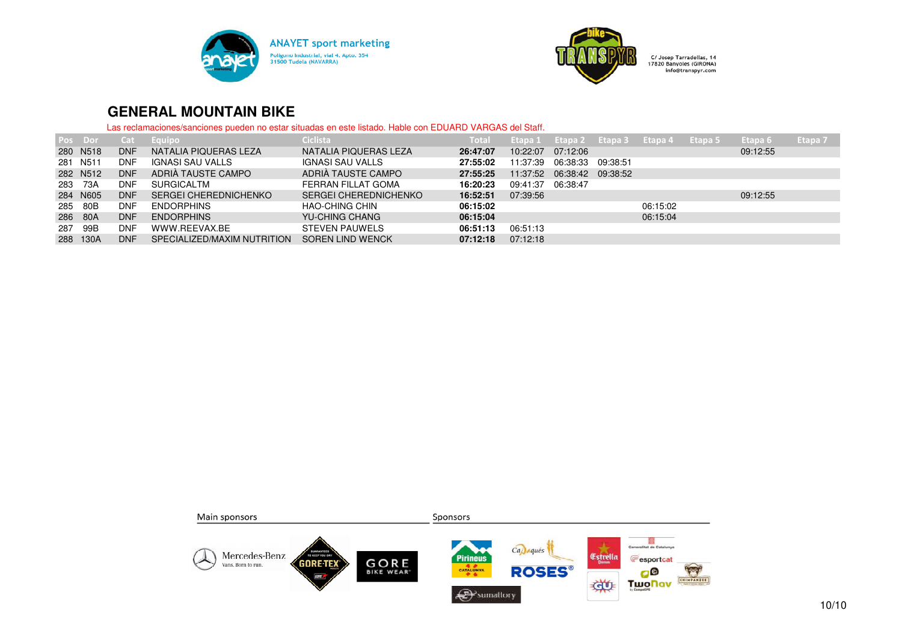ANAYET sport marketing
Polígono Industrial, vial 4. Apto. 354
31500 Tudela (NAVARRA)

C/ Josep Tarradellas, 14
17820 Banyoles (GIRONA)
info@transpyr.com

# GENERAL MOUNTAIN BIKE

Las reclamaciones/sanciones pueden no estar situadas en este listado. Hable con EDUARD VARGAS del Staff.

| Pos | Dor | Cat | Equipo | Ciclista | Total | Etapa 1 | Etapa 2 | Etapa 3 | Etapa 4 | Etapa 5 | Etapa 6 | Etapa 7 |
|---|---|---|---|---|---|---|---|---|---|---|---|---|
| 280 | N518 | DNF | NATALIA PIQUERAS LEZA | NATALIA PIQUERAS LEZA | **26:47:07** | 10:22:07 | 07:12:06 | | | | 09:12:55 | |
| 281 | N511 | DNF | IGNASI SAU VALLS | IGNASI SAU VALLS | **27:55:02** | 11:37:39 | 06:38:33 | 09:38:51 | | | | |
| 282 | N512 | DNF | ADRIÀ TAUSTE CAMPO | ADRIÀ TAUSTE CAMPO | **27:55:25** | 11:37:52 | 06:38:42 | 09:38:52 | | | | |
| 283 | 73A | DNF | SURGICALTM | FERRAN FILLAT GOMA | **16:20:23** | 09:41:37 | 06:38:47 | | | | | |
| 284 | N605 | DNF | SERGEI CHEREDNICHENKO | SERGEI CHEREDNICHENKO | **16:52:51** | 07:39:56 | | | | | 09:12:55 | |
| 285 | 80B | DNF | ENDORPHINS | HAO-CHING CHIN | **06:15:02** | | | | 06:15:02 | | | |
| 286 | 80A | DNF | ENDORPHINS | YU-CHING CHANG | **06:15:04** | | | | 06:15:04 | | | |
| 287 | 99B | DNF | WWW.REEVAX.BE | STEVEN PAUWELS | **06:51:13** | 06:51:13 | | | | | | |
| 288 | 130A | DNF | SPECIALIZED/MAXIM NUTRITION | SOREN LIND WENCK | **07:12:18** | 07:12:18 | | | | | | |

Main sponsors

Sponsors